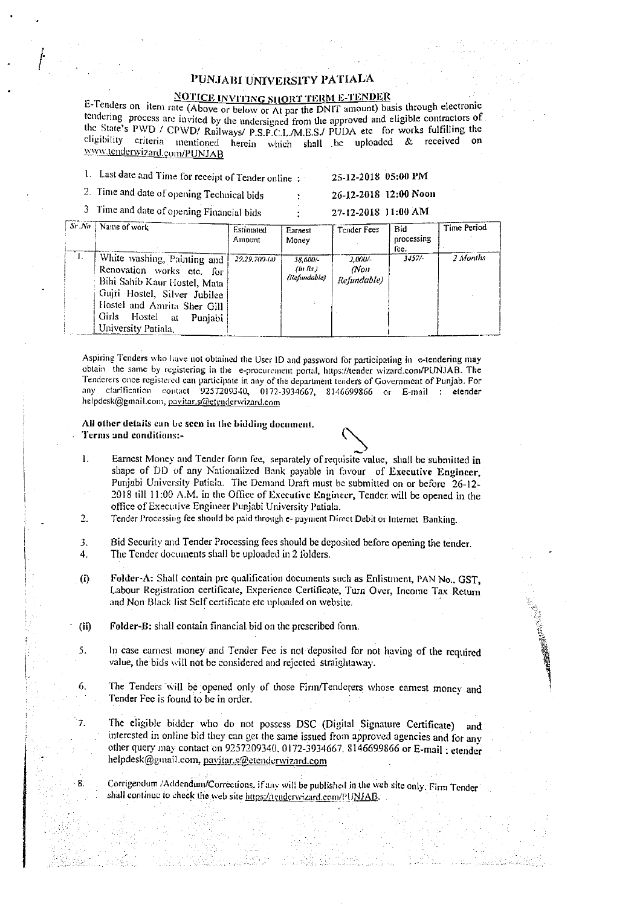# PUNJABI UNIVERSITY PATIALA

## NOTICE INVITING SHORT TERM E-TENDER

E-Tenders on item rate (Above or below or At par the DNIT amount) basis through electronic tendering process are invited by the undersigned from the approved and eligible contractors of the State's PWD / CPWD/ Railways/ P.S.P.C.L./M.E.S./ PUDA etc for works fulfilling the eligibility criteria mentioned herein which shall be uploaded & received on www.tenderwizard.com/PUNJAB

1. Last date and Time for receipt of Tender online : 25-12-2018 05:00 PM
2. Time and date of opening Technical bids : 26-12-2018 12:00 Noon
3. Time and date of opening Financial bids : 27-12-2018 11:00 AM

| Sr.No | Name of work | Estimated Amount | Earnest Money | Tender Fees | Bid processing fee. | Time Period |
|---|---|---|---|---|---|---|
| 1. | White washing, Painting and Renovation works etc. for Bibi Sahib Kaur Hostel, Mata Gujri Hostel, Silver Jubilee Hostel and Amrita Sher Gill Girls Hostel at Punjabi University Patiala. | 29,29,700-00 | 58,600/- (In Rs.) (Refundable) | 2,000/- (Non Refundable) | 3457/- | 2 Months |

Aspiring Tenders who have not obtained the User ID and password for participating in e-tendering may obtain the same by registering in the e-procurement portal, https://tender wizard.com/PUNJAB. The Tenderers once registered can participate in any of the department tenders of Government of Punjab. For any clarification contact 9257209340, 0172-3934667, 8146699866 or E-mail : etender helpdesk@gmail.com, pavitar.s@etenderwizard.com

**All other details can be seen in the bidding document.**

**Terms and conditions:-**

1. Earnest Money and Tender form fee, separately of requisite value, shall be submitted in shape of DD of any Nationalized Bank payable in favour of **Executive Engineer**, Punjabi University Patiala. The Demand Draft must be submitted on or before 26-12-2018 till 11:00 A.M. in the Office of Executive Engineer, Tender will be opened in the office of Executive Engineer Punjabi University Patiala.
2. Tender Processing fee should be paid through e- payment Direct Debit or Internet Banking.
3. Bid Security and Tender Processing fees should be deposited before opening the tender.
4. The Tender documents shall be uploaded in 2 folders.

(i) **Folder-A:** Shall contain pre qualification documents such as Enlistment, PAN No., GST, Labour Registration certificate, Experience Certificate, Turn Over, Income Tax Return and Non Black list Self certificate etc uploaded on website.

(ii) **Folder-B:** shall contain financial bid on the prescribed form.

5. In case earnest money and Tender Fee is not deposited for not having of the required value, the bids will not be considered and rejected straightaway.
6. The Tenders will be opened only of those Firm/Tenderers whose earnest money and Tender Fee is found to be in order.
7. The eligible bidder who do not possess DSC (Digital Signature Certificate) and interested in online bid they can get the same issued from approved agencies and for any other query may contact on 9257209340, 0172-3934667, 8146699866 or E-mail : etender helpdesk@gmail.com, pavitar.s@etenderwizard.com
8. Corrigendum /Addendum/Corrections, if any will be published in the web site only. Firm Tender shall continue to check the web site https://tenderwizard.com/PUNJAB.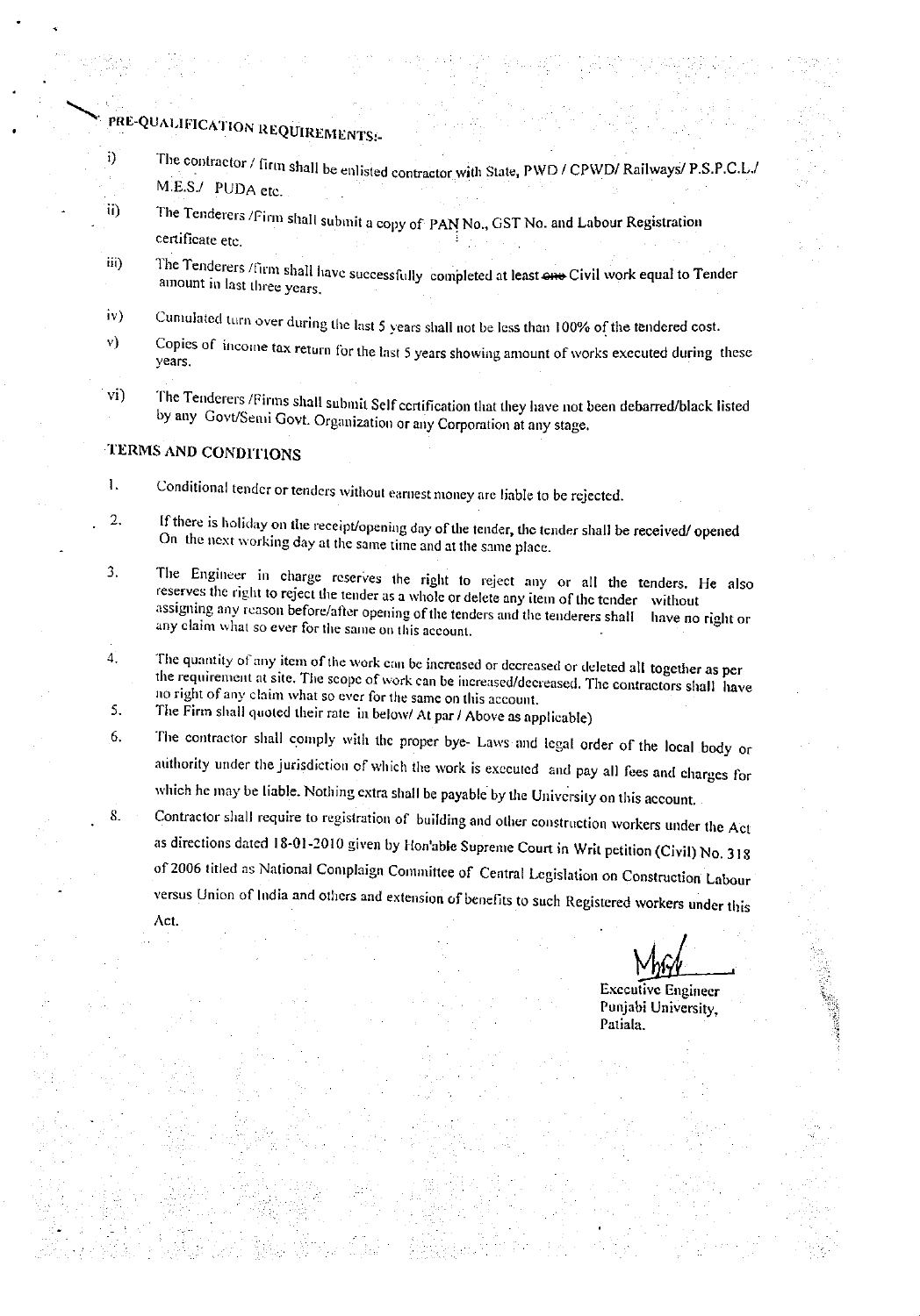## PRE-QUALIFICATION REQUIREMENTS:-

i) The contractor / firm shall be enlisted contractor with State, PWD / CPWD/ Railways/ P.S.P.C.L./ M.E.S./ PUDA etc.

ii) The Tenderers /Firm shall submit a copy of PAN No., GST No. and Labour Registration certificate etc.

iii) The Tenderers /firm shall have successfully completed at least ~~one~~ Civil work equal to Tender amount in last three years.

iv) Cumulated turn over during the last 5 years shall not be less than 100% of the tendered cost.

v) Copies of income tax return for the last 5 years showing amount of works executed during these years.

vi) The Tenderers /Firms shall submit Self certification that they have not been debarred/black listed by any Govt/Semi Govt. Organization or any Corporation at any stage.

## TERMS AND CONDITIONS

1. Conditional tender or tenders without earnest money are liable to be rejected.

2. If there is holiday on the receipt/opening day of the tender, the tender shall be received/ opened On the next working day at the same time and at the same place.

3. The Engineer in charge reserves the right to reject any or all the tenders. He also reserves the right to reject the tender as a whole or delete any item of the tender without assigning any reason before/after opening of the tenders and the tenderers shall have no right or any claim what so ever for the same on this account.

4. The quantity of any item of the work can be increased or decreased or deleted all together as per the requirement at site. The scope of work can be increased/decreased. The contractors shall have no right of any claim what so ever for the same on this account.

5. The Firm shall quoted their rate in below/ At par / Above as applicable)

6. The contractor shall comply with the proper bye- Laws and legal order of the local body or authority under the jurisdiction of which the work is executed and pay all fees and charges for which he may be liable. Nothing extra shall be payable by the University on this account.

8. Contractor shall require to registration of building and other construction workers under the Act as directions dated 18-01-2010 given by Hon'able Supreme Court in Writ petition (Civil) No. 318 of 2006 titled as National Complaign Committee of Central Legislation on Construction Labour versus Union of India and others and extension of benefits to such Registered workers under this Act.

Executive Engineer
Punjabi University,
Patiala.